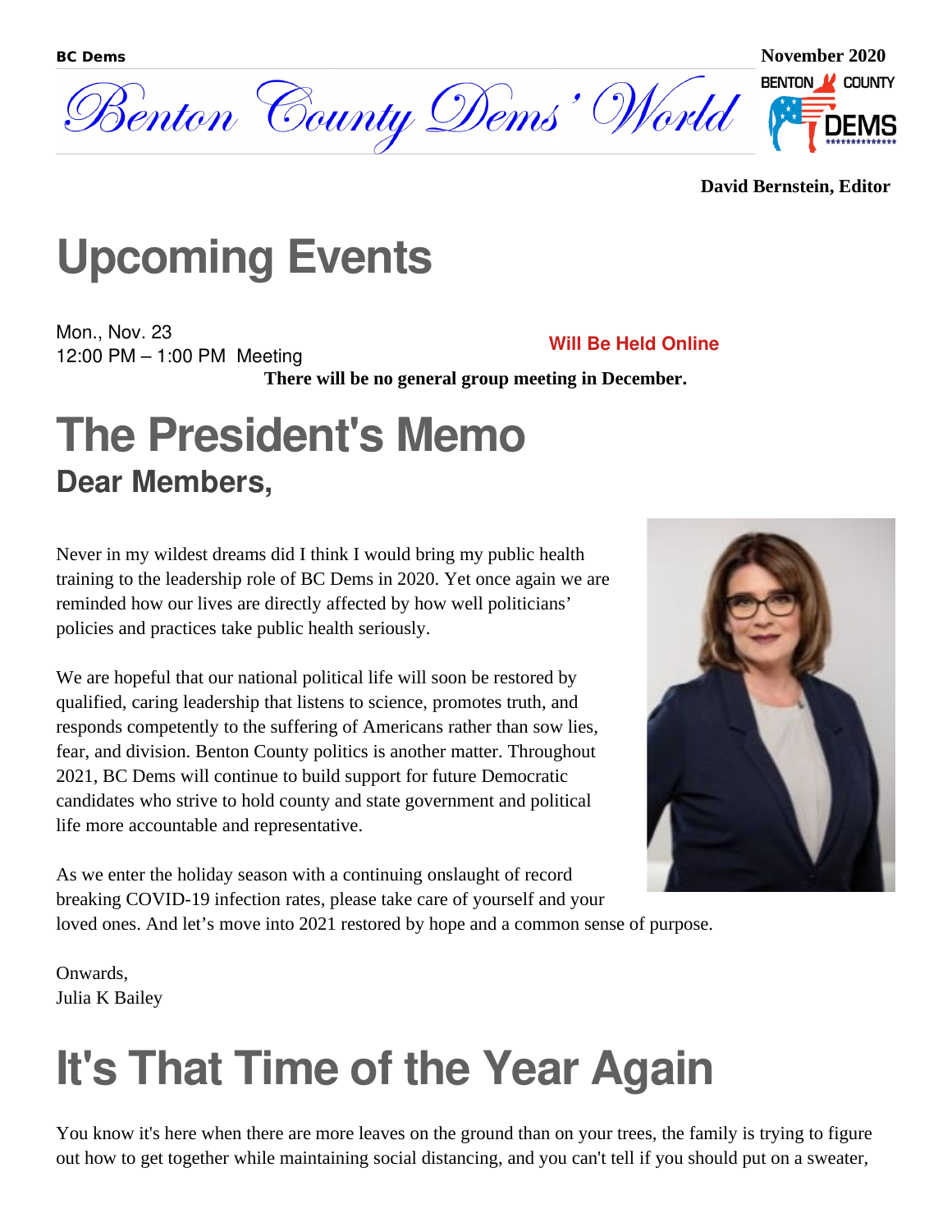**BC Dems** **November 2020**

# Benton County Dems' World

**David Bernstein, Editor**

# Upcoming Events

Mon., Nov. 23
12:00 PM – 1:00 PM Meeting

**Will Be Held Online**

**There will be no general group meeting in December.**

# The President's Memo

## Dear Members,

Never in my wildest dreams did I think I would bring my public health training to the leadership role of BC Dems in 2020. Yet once again we are reminded how our lives are directly affected by how well politicians' policies and practices take public health seriously.

We are hopeful that our national political life will soon be restored by qualified, caring leadership that listens to science, promotes truth, and responds competently to the suffering of Americans rather than sow lies, fear, and division. Benton County politics is another matter. Throughout 2021, BC Dems will continue to build support for future Democratic candidates who strive to hold county and state government and political life more accountable and representative.

As we enter the holiday season with a continuing onslaught of record breaking COVID-19 infection rates, please take care of yourself and your loved ones. And let's move into 2021 restored by hope and a common sense of purpose.

Onwards,
Julia K Bailey

# It's That Time of the Year Again

You know it's here when there are more leaves on the ground than on your trees, the family is trying to figure out how to get together while maintaining social distancing, and you can't tell if you should put on a sweater,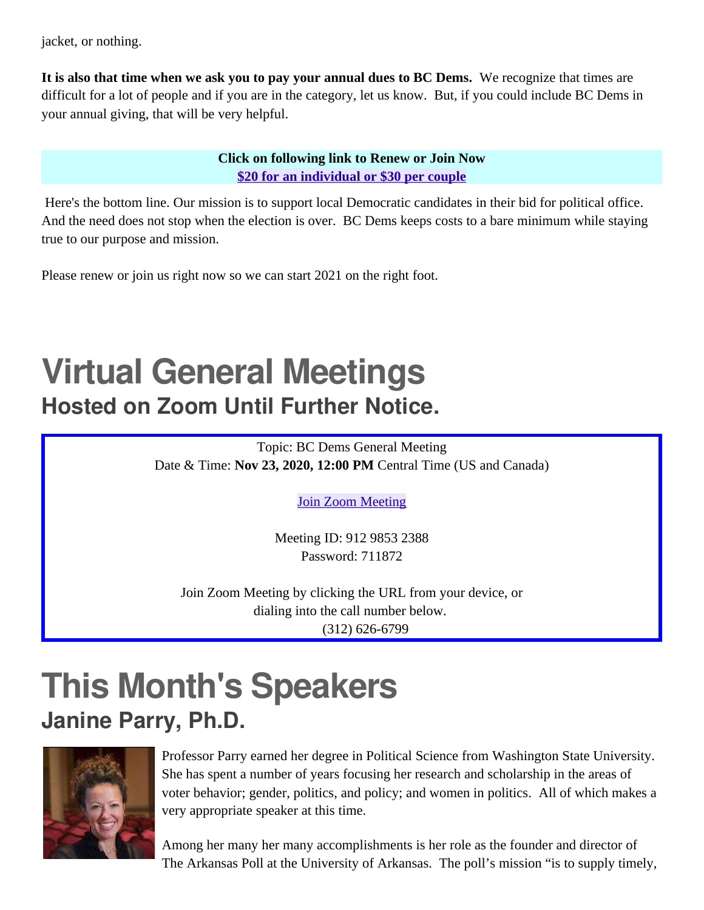jacket, or nothing.

**It is also that time when we ask you to pay your annual dues to BC Dems.** We recognize that times are difficult for a lot of people and if you are in the category, let us know. But, if you could include BC Dems in your annual giving, that will be very helpful.

**Click on following link to Renew or Join Now**
**[$20 for an individual or $30 per couple]**

Here's the bottom line. Our mission is to support local Democratic candidates in their bid for political office. And the need does not stop when the election is over. BC Dems keeps costs to a bare minimum while staying true to our purpose and mission.

Please renew or join us right now so we can start 2021 on the right foot.

# Virtual General Meetings

## Hosted on Zoom Until Further Notice.

Topic: BC Dems General Meeting
Date & Time: **Nov 23, 2020, 12:00 PM** Central Time (US and Canada)

Join Zoom Meeting

Meeting ID: 912 9853 2388
Password: 711872

Join Zoom Meeting by clicking the URL from your device, or dialing into the call number below.
(312) 626-6799

# This Month's Speakers

## Janine Parry, Ph.D.

Professor Parry earned her degree in Political Science from Washington State University. She has spent a number of years focusing her research and scholarship in the areas of voter behavior; gender, politics, and policy; and women in politics. All of which makes a very appropriate speaker at this time.

Among her many her many accomplishments is her role as the founder and director of The Arkansas Poll at the University of Arkansas. The poll's mission "is to supply timely,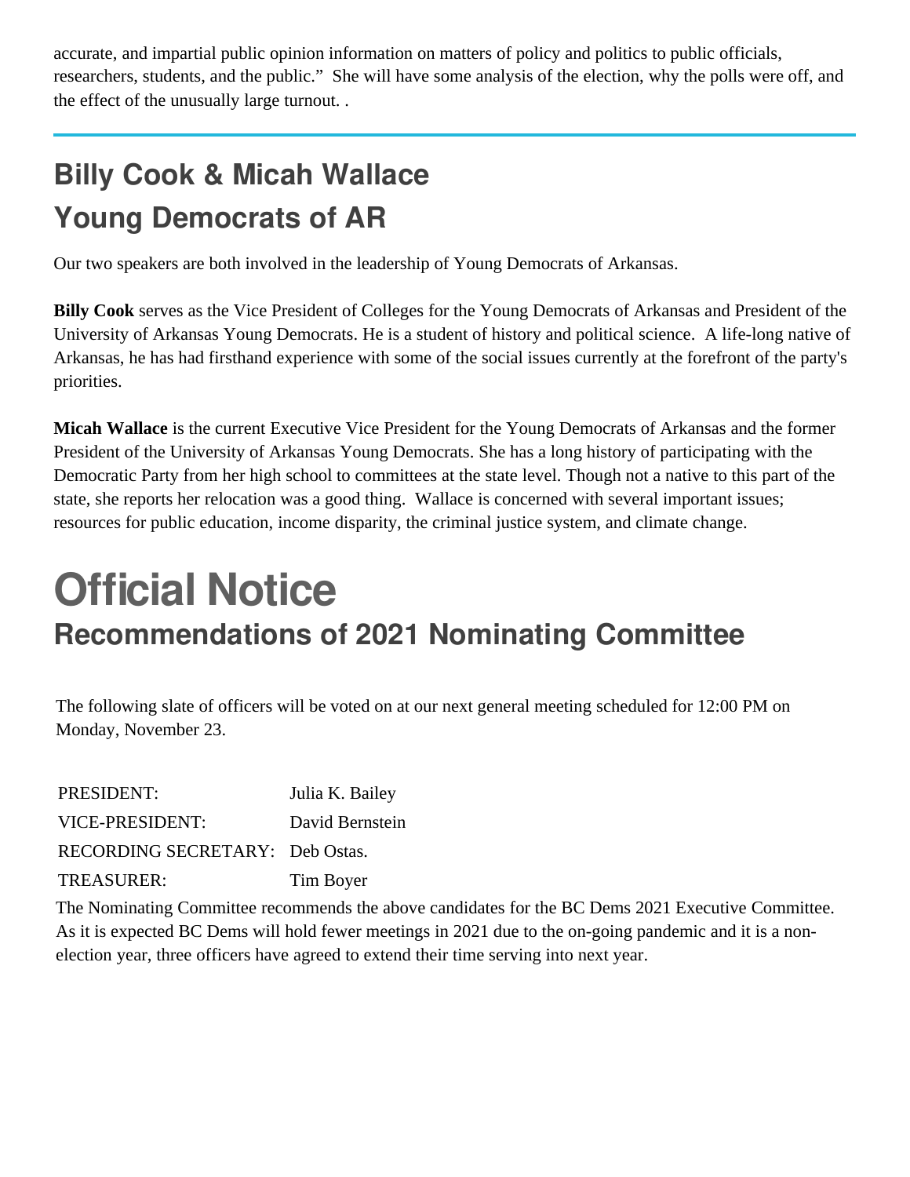accurate, and impartial public opinion information on matters of policy and politics to public officials, researchers, students, and the public." She will have some analysis of the election, why the polls were off, and the effect of the unusually large turnout. .

---

## Billy Cook & Micah Wallace
## Young Democrats of AR

Our two speakers are both involved in the leadership of Young Democrats of Arkansas.

**Billy Cook** serves as the Vice President of Colleges for the Young Democrats of Arkansas and President of the University of Arkansas Young Democrats. He is a student of history and political science. A life-long native of Arkansas, he has had firsthand experience with some of the social issues currently at the forefront of the party's priorities.

**Micah Wallace** is the current Executive Vice President for the Young Democrats of Arkansas and the former President of the University of Arkansas Young Democrats. She has a long history of participating with the Democratic Party from her high school to committees at the state level. Though not a native to this part of the state, she reports her relocation was a good thing. Wallace is concerned with several important issues; resources for public education, income disparity, the criminal justice system, and climate change.

# Official Notice
## Recommendations of 2021 Nominating Committee

The following slate of officers will be voted on at our next general meeting scheduled for 12:00 PM on Monday, November 23.

| | |
|---|---|
| PRESIDENT: | Julia K. Bailey |
| VICE-PRESIDENT: | David Bernstein |
| RECORDING SECRETARY: | Deb Ostas. |
| TREASURER: | Tim Boyer |

The Nominating Committee recommends the above candidates for the BC Dems 2021 Executive Committee. As it is expected BC Dems will hold fewer meetings in 2021 due to the on-going pandemic and it is a non-election year, three officers have agreed to extend their time serving into next year.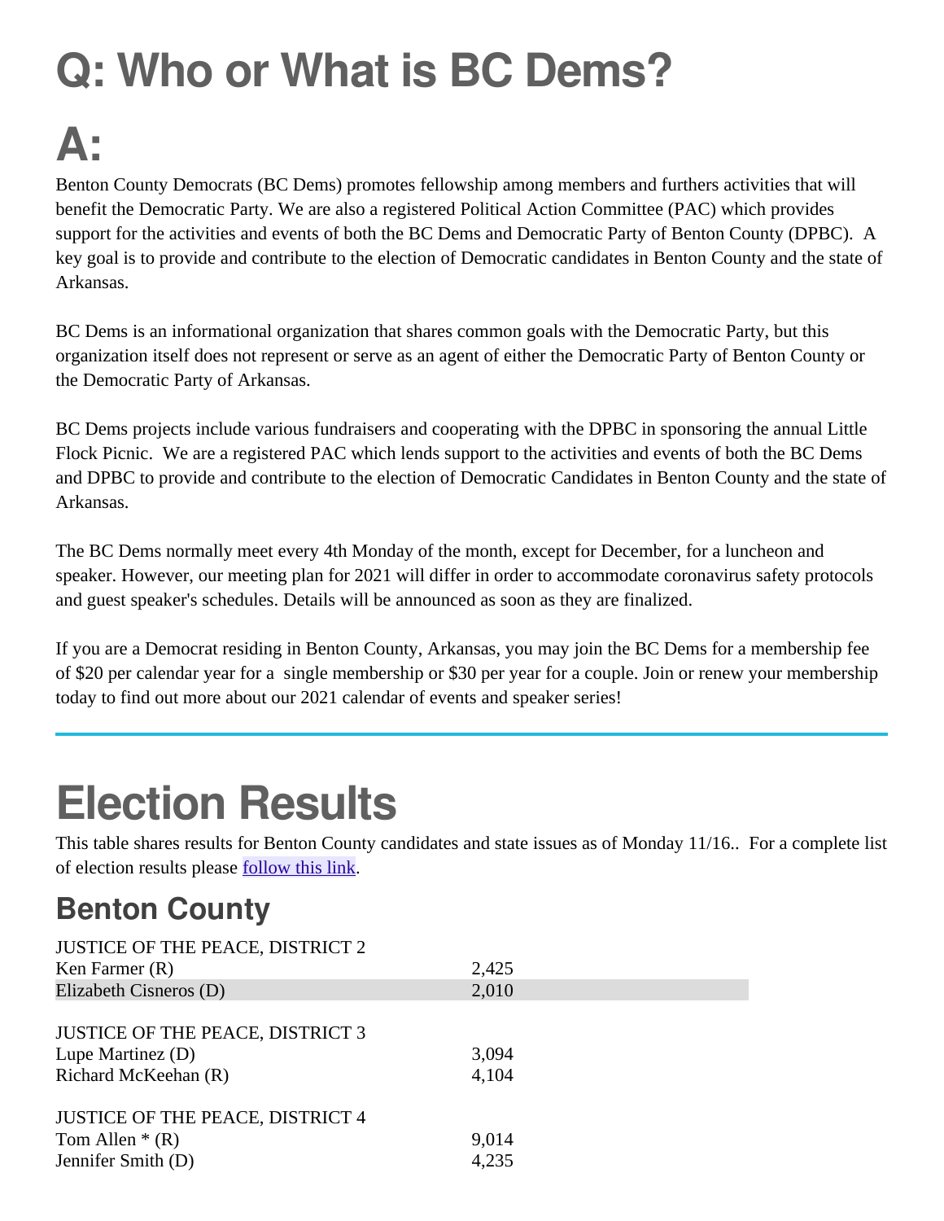# Q: Who or What is BC Dems?

# A:

Benton County Democrats (BC Dems) promotes fellowship among members and furthers activities that will benefit the Democratic Party. We are also a registered Political Action Committee (PAC) which provides support for the activities and events of both the BC Dems and Democratic Party of Benton County (DPBC). A key goal is to provide and contribute to the election of Democratic candidates in Benton County and the state of Arkansas.

BC Dems is an informational organization that shares common goals with the Democratic Party, but this organization itself does not represent or serve as an agent of either the Democratic Party of Benton County or the Democratic Party of Arkansas.

BC Dems projects include various fundraisers and cooperating with the DPBC in sponsoring the annual Little Flock Picnic. We are a registered PAC which lends support to the activities and events of both the BC Dems and DPBC to provide and contribute to the election of Democratic Candidates in Benton County and the state of Arkansas.

The BC Dems normally meet every 4th Monday of the month, except for December, for a luncheon and speaker. However, our meeting plan for 2021 will differ in order to accommodate coronavirus safety protocols and guest speaker's schedules. Details will be announced as soon as they are finalized.

If you are a Democrat residing in Benton County, Arkansas, you may join the BC Dems for a membership fee of $20 per calendar year for a single membership or $30 per year for a couple. Join or renew your membership today to find out more about our 2021 calendar of events and speaker series!

---

# Election Results

This table shares results for Benton County candidates and state issues as of Monday 11/16.. For a complete list of election results please follow this link.

## Benton County

| | |
|---|---|
| JUSTICE OF THE PEACE, DISTRICT 2 | |
| Ken Farmer (R) | 2,425 |
| Elizabeth Cisneros (D) | 2,010 |
| | |
| JUSTICE OF THE PEACE, DISTRICT 3 | |
| Lupe Martinez (D) | 3,094 |
| Richard McKeehan (R) | 4,104 |
| | |
| JUSTICE OF THE PEACE, DISTRICT 4 | |
| Tom Allen * (R) | 9,014 |
| Jennifer Smith (D) | 4,235 |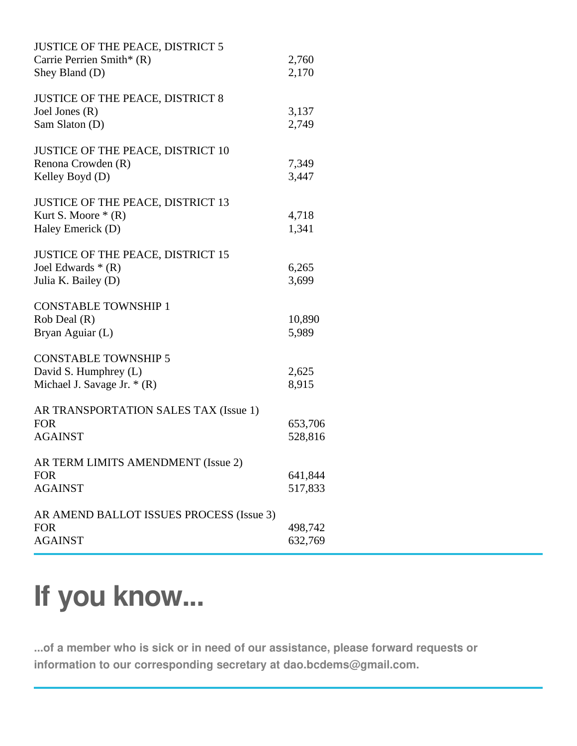JUSTICE OF THE PEACE, DISTRICT 5

| | |
|---|---|
| Carrie Perrien Smith* (R) | 2,760 |
| Shey Bland (D) | 2,170 |

JUSTICE OF THE PEACE, DISTRICT 8

| | |
|---|---|
| Joel Jones (R) | 3,137 |
| Sam Slaton (D) | 2,749 |

JUSTICE OF THE PEACE, DISTRICT 10

| | |
|---|---|
| Renona Crowden (R) | 7,349 |
| Kelley Boyd (D) | 3,447 |

JUSTICE OF THE PEACE, DISTRICT 13

| | |
|---|---|
| Kurt S. Moore * (R) | 4,718 |
| Haley Emerick (D) | 1,341 |

JUSTICE OF THE PEACE, DISTRICT 15

| | |
|---|---|
| Joel Edwards * (R) | 6,265 |
| Julia K. Bailey (D) | 3,699 |

CONSTABLE TOWNSHIP 1

| | |
|---|---|
| Rob Deal (R) | 10,890 |
| Bryan Aguiar (L) | 5,989 |

CONSTABLE TOWNSHIP 5

| | |
|---|---|
| David S. Humphrey (L) | 2,625 |
| Michael J. Savage Jr. * (R) | 8,915 |

AR TRANSPORTATION SALES TAX (Issue 1)

| | |
|---|---|
| FOR | 653,706 |
| AGAINST | 528,816 |

AR TERM LIMITS AMENDMENT (Issue 2)

| | |
|---|---|
| FOR | 641,844 |
| AGAINST | 517,833 |

AR AMEND BALLOT ISSUES PROCESS (Issue 3)

| | |
|---|---|
| FOR | 498,742 |
| AGAINST | 632,769 |

# If you know...

**...of a member who is sick or in need of our assistance, please forward requests or information to our corresponding secretary at dao.bcdems@gmail.com.**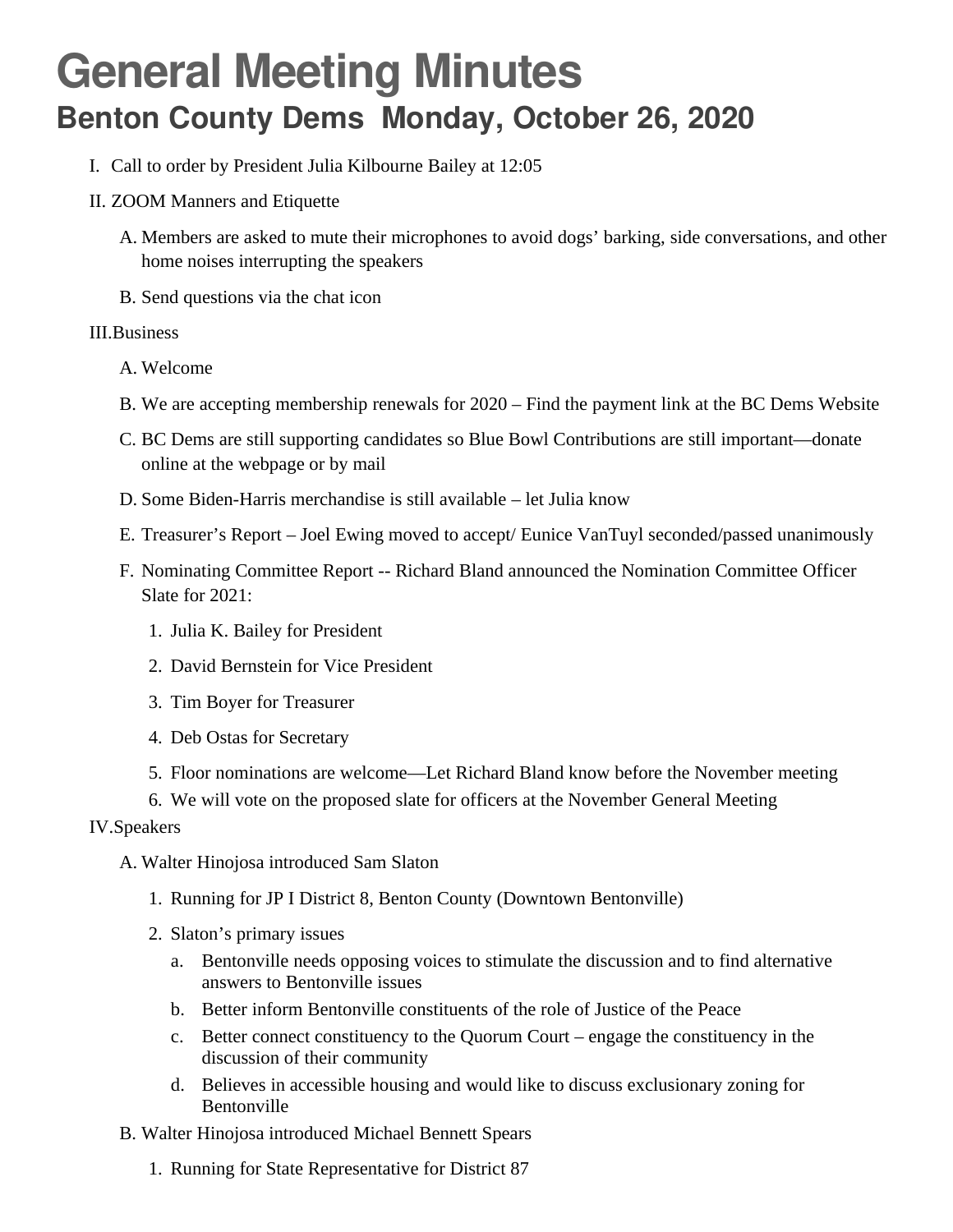# General Meeting Minutes

## Benton County Dems Monday, October 26, 2020

I. Call to order by President Julia Kilbourne Bailey at 12:05

II. ZOOM Manners and Etiquette

   A. Members are asked to mute their microphones to avoid dogs' barking, side conversations, and other home noises interrupting the speakers

   B. Send questions via the chat icon

III. Business

   A. Welcome

   B. We are accepting membership renewals for 2020 – Find the payment link at the BC Dems Website

   C. BC Dems are still supporting candidates so Blue Bowl Contributions are still important—donate online at the webpage or by mail

   D. Some Biden-Harris merchandise is still available – let Julia know

   E. Treasurer's Report – Joel Ewing moved to accept/ Eunice VanTuyl seconded/passed unanimously

   F. Nominating Committee Report -- Richard Bland announced the Nomination Committee Officer Slate for 2021:

      1. Julia K. Bailey for President
      2. David Bernstein for Vice President
      3. Tim Boyer for Treasurer
      4. Deb Ostas for Secretary
      5. Floor nominations are welcome—Let Richard Bland know before the November meeting
      6. We will vote on the proposed slate for officers at the November General Meeting

IV. Speakers

   A. Walter Hinojosa introduced Sam Slaton

      1. Running for JP I District 8, Benton County (Downtown Bentonville)
      2. Slaton's primary issues
         a. Bentonville needs opposing voices to stimulate the discussion and to find alternative answers to Bentonville issues
         b. Better inform Bentonville constituents of the role of Justice of the Peace
         c. Better connect constituency to the Quorum Court – engage the constituency in the discussion of their community
         d. Believes in accessible housing and would like to discuss exclusionary zoning for Bentonville

   B. Walter Hinojosa introduced Michael Bennett Spears

      1. Running for State Representative for District 87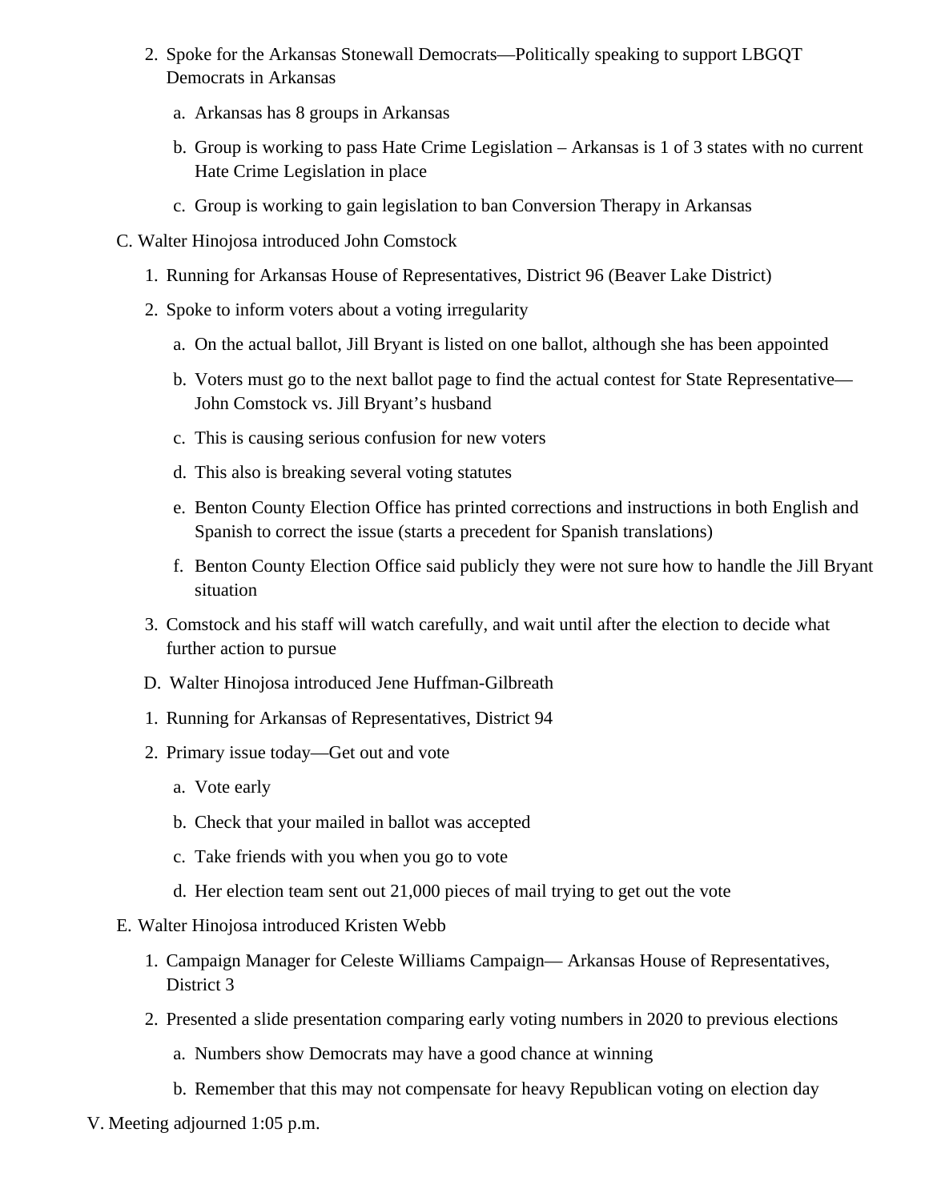2. Spoke for the Arkansas Stonewall Democrats—Politically speaking to support LBGQT Democrats in Arkansas
    a. Arkansas has 8 groups in Arkansas
    b. Group is working to pass Hate Crime Legislation – Arkansas is 1 of 3 states with no current Hate Crime Legislation in place
    c. Group is working to gain legislation to ban Conversion Therapy in Arkansas

C. Walter Hinojosa introduced John Comstock
1. Running for Arkansas House of Representatives, District 96 (Beaver Lake District)
2. Spoke to inform voters about a voting irregularity
    a. On the actual ballot, Jill Bryant is listed on one ballot, although she has been appointed
    b. Voters must go to the next ballot page to find the actual contest for State Representative—John Comstock vs. Jill Bryant's husband
    c. This is causing serious confusion for new voters
    d. This also is breaking several voting statutes
    e. Benton County Election Office has printed corrections and instructions in both English and Spanish to correct the issue (starts a precedent for Spanish translations)
    f. Benton County Election Office said publicly they were not sure how to handle the Jill Bryant situation
3. Comstock and his staff will watch carefully, and wait until after the election to decide what further action to pursue

D. Walter Hinojosa introduced Jene Huffman-Gilbreath
1. Running for Arkansas of Representatives, District 94
2. Primary issue today—Get out and vote
    a. Vote early
    b. Check that your mailed in ballot was accepted
    c. Take friends with you when you go to vote
    d. Her election team sent out 21,000 pieces of mail trying to get out the vote

E. Walter Hinojosa introduced Kristen Webb
1. Campaign Manager for Celeste Williams Campaign— Arkansas House of Representatives, District 3
2. Presented a slide presentation comparing early voting numbers in 2020 to previous elections
    a. Numbers show Democrats may have a good chance at winning
    b. Remember that this may not compensate for heavy Republican voting on election day

V. Meeting adjourned 1:05 p.m.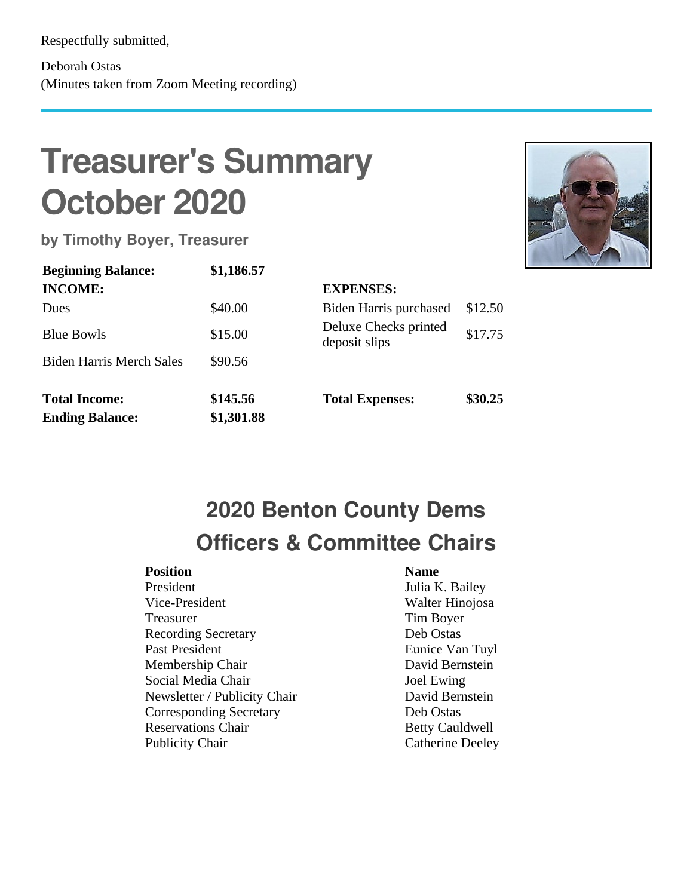Respectfully submitted,

Deborah Ostas
(Minutes taken from Zoom Meeting recording)

---

# Treasurer's Summary October 2020

**by Timothy Boyer, Treasurer**

| | | | |
|---|---|---|---|
| **Beginning Balance:** | **$1,186.57** | | |
| **INCOME:** | | **EXPENSES:** | |
| Dues | $40.00 | Biden Harris purchased | $12.50 |
| Blue Bowls | $15.00 | Deluxe Checks printed deposit slips | $17.75 |
| Biden Harris Merch Sales | $90.56 | | |
| **Total Income:** | **$145.56** | **Total Expenses:** | **$30.25** |
| **Ending Balance:** | **$1,301.88** | | |

## 2020 Benton County Dems Officers & Committee Chairs

| **Position** | **Name** |
|---|---|
| President | Julia K. Bailey |
| Vice-President | Walter Hinojosa |
| Treasurer | Tim Boyer |
| Recording Secretary | Deb Ostas |
| Past President | Eunice Van Tuyl |
| Membership Chair | David Bernstein |
| Social Media Chair | Joel Ewing |
| Newsletter / Publicity Chair | David Bernstein |
| Corresponding Secretary | Deb Ostas |
| Reservations Chair | Betty Cauldwell |
| Publicity Chair | Catherine Deeley |